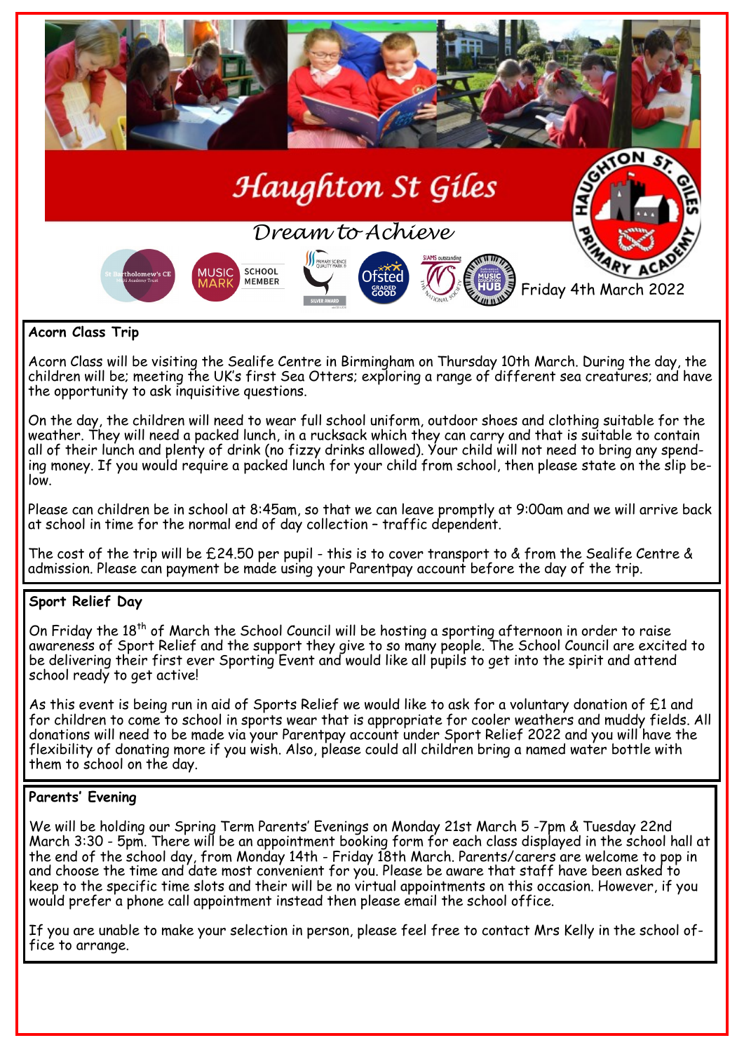# Haughton St Giles

*Dream to Achieve*

Friday 4th March 2022

## Acorn Class Trip

Acorn Class will be visiting the Sealife Centre in Birmingham on Thursday 10th March. During the day, the children will be; meeting the UK's first Sea Otters; exploring a range of different sea creatures; and have the opportunity to ask inquisitive questions.

On the day, the children will need to wear full school uniform, outdoor shoes and clothing suitable for the weather. They will need a packed lunch, in a rucksack which they can carry and that is suitable to contain all of their lunch and plenty of drink (no fizzy drinks allowed). Your child will not need to bring any spending money. If you would require a packed lunch for your child from school, then please state on the slip below.

Please can children be in school at 8:45am, so that we can leave promptly at 9:00am and we will arrive back at school in time for the normal end of day collection – traffic dependent.

The cost of the trip will be £24.50 per pupil - this is to cover transport to & from the Sealife Centre & admission. Please can payment be made using your Parentpay account before the day of the trip.

## Sport Relief Day

On Friday the 18th of March the School Council will be hosting a sporting afternoon in order to raise awareness of Sport Relief and the support they give to so many people. The School Council are excited to be delivering their first ever Sporting Event and would like all pupils to get into the spirit and attend school ready to get active!

As this event is being run in aid of Sports Relief we would like to ask for a voluntary donation of £1 and for children to come to school in sports wear that is appropriate for cooler weathers and muddy fields. All donations will need to be made via your Parentpay account under Sport Relief 2022 and you will have the flexibility of donating more if you wish. Also, please could all children bring a named water bottle with them to school on the day.

## Parents' Evening

We will be holding our Spring Term Parents' Evenings on Monday 21st March 5 -7pm & Tuesday 22nd March 3:30 - 5pm. There will be an appointment booking form for each class displayed in the school hall at the end of the school day, from Monday 14th - Friday 18th March. Parents/carers are welcome to pop in and choose the time and date most convenient for you. Please be aware that staff have been asked to keep to the specific time slots and their will be no virtual appointments on this occasion. However, if you would prefer a phone call appointment instead then please email the school office.

If you are unable to make your selection in person, please feel free to contact Mrs Kelly in the school office to arrange.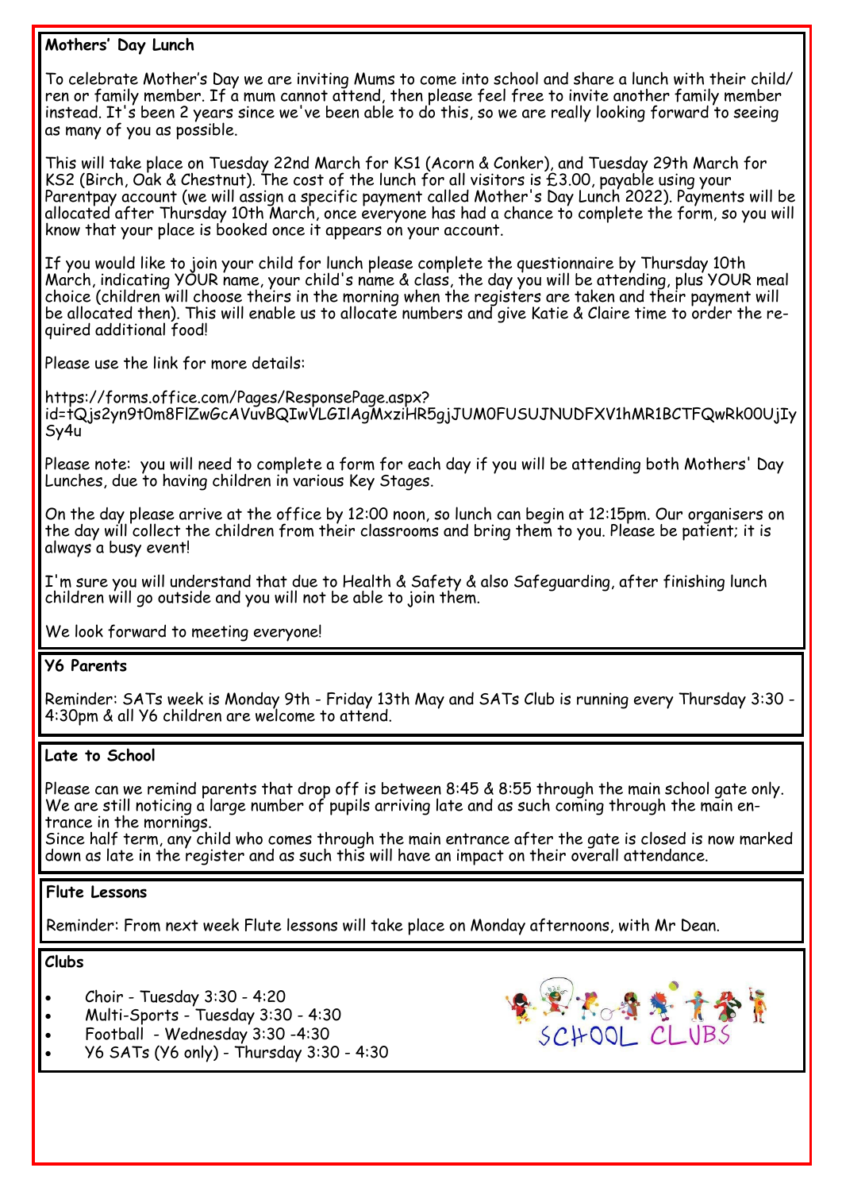## Mothers' Day Lunch

To celebrate Mother's Day we are inviting Mums to come into school and share a lunch with their child/ren or family member. If a mum cannot attend, then please feel free to invite another family member instead. It's been 2 years since we've been able to do this, so we are really looking forward to seeing as many of you as possible.

This will take place on Tuesday 22nd March for KS1 (Acorn & Conker), and Tuesday 29th March for KS2 (Birch, Oak & Chestnut). The cost of the lunch for all visitors is £3.00, payable using your Parentpay account (we will assign a specific payment called Mother's Day Lunch 2022). Payments will be allocated after Thursday 10th March, once everyone has had a chance to complete the form, so you will know that your place is booked once it appears on your account.

If you would like to join your child for lunch please complete the questionnaire by Thursday 10th March, indicating YOUR name, your child's name & class, the day you will be attending, plus YOUR meal choice (children will choose theirs in the morning when the registers are taken and their payment will be allocated then). This will enable us to allocate numbers and give Katie & Claire time to order the required additional food!

Please use the link for more details:

https://forms.office.com/Pages/ResponsePage.aspx?id=tQjs2yn9t0m8FlZwGcAVuvBQIwVLGIlAgMxziHR5gjJUM0FUSUJNUDFXV1hMR1BCTFQwRk00UjIySy4u

Please note: you will need to complete a form for each day if you will be attending both Mothers' Day Lunches, due to having children in various Key Stages.

On the day please arrive at the office by 12:00 noon, so lunch can begin at 12:15pm. Our organisers on the day will collect the children from their classrooms and bring them to you. Please be patient; it is always a busy event!

I'm sure you will understand that due to Health & Safety & also Safeguarding, after finishing lunch children will go outside and you will not be able to join them.

We look forward to meeting everyone!

## Y6 Parents

Reminder: SATs week is Monday 9th - Friday 13th May and SATs Club is running every Thursday 3:30 - 4:30pm & all Y6 children are welcome to attend.

## Late to School

Please can we remind parents that drop off is between 8:45 & 8:55 through the main school gate only. We are still noticing a large number of pupils arriving late and as such coming through the main entrance in the mornings.
Since half term, any child who comes through the main entrance after the gate is closed is now marked down as late in the register and as such this will have an impact on their overall attendance.

## Flute Lessons

Reminder: From next week Flute lessons will take place on Monday afternoons, with Mr Dean.

## Clubs

- Choir - Tuesday 3:30 - 4:20
- Multi-Sports - Tuesday 3:30 - 4:30
- Football - Wednesday 3:30 -4:30
- Y6 SATs (Y6 only) - Thursday 3:30 - 4:30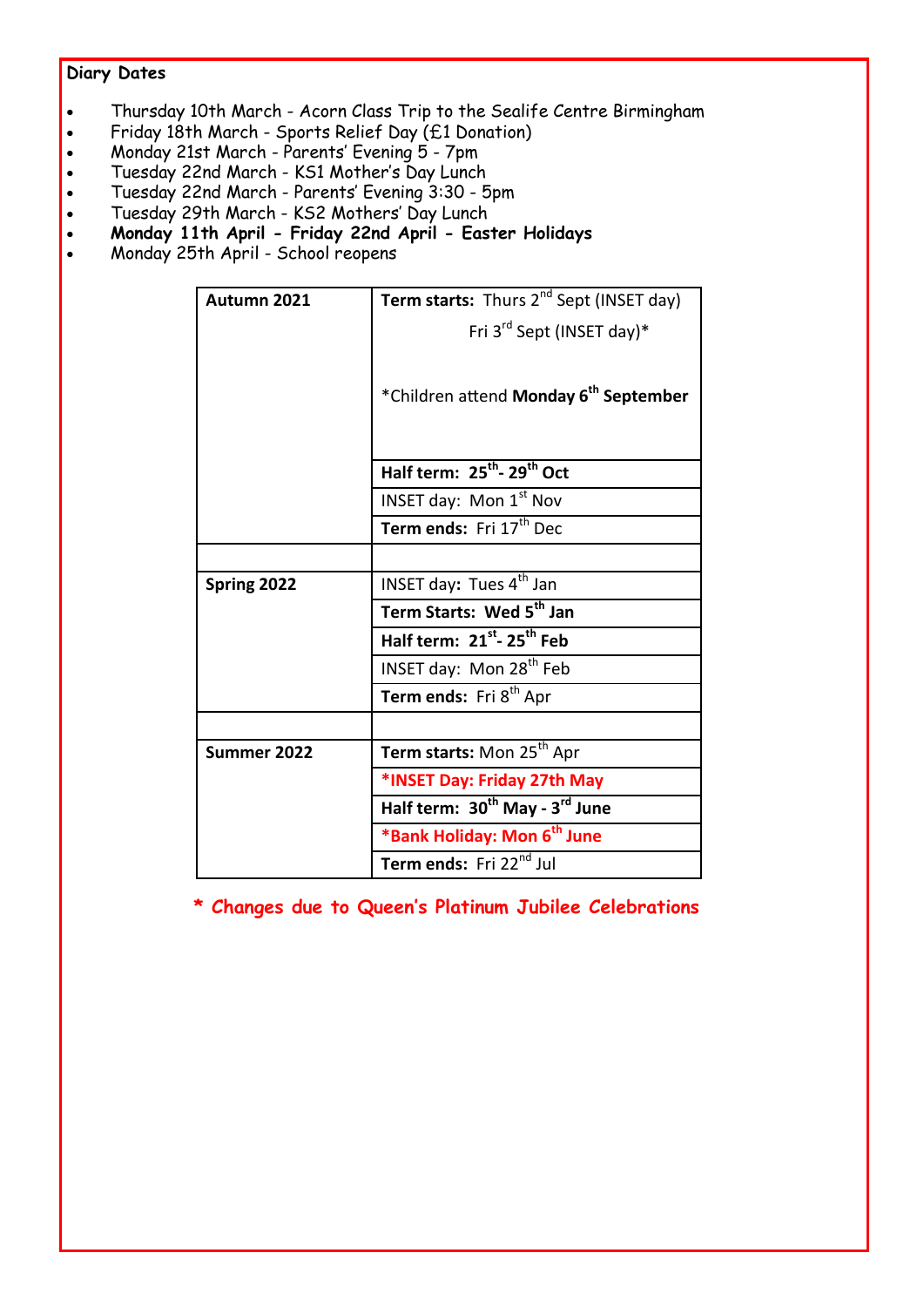**Diary Dates**

- Thursday 10th March - Acorn Class Trip to the Sealife Centre Birmingham
- Friday 18th March - Sports Relief Day (£1 Donation)
- Monday 21st March - Parents' Evening 5 - 7pm
- Tuesday 22nd March - KS1 Mother's Day Lunch
- Tuesday 22nd March - Parents' Evening 3:30 - 5pm
- Tuesday 29th March - KS2 Mothers' Day Lunch
- **Monday 11th April - Friday 22nd April - Easter Holidays**
- Monday 25th April - School reopens

| | |
|---|---|
| **Autumn 2021** | **Term starts:** Thurs 2nd Sept (INSET day)<br>Fri 3rd Sept (INSET day)*<br><br>*Children attend **Monday 6th September** |
| | **Half term: 25th- 29th Oct** |
| | INSET day: Mon 1st Nov |
| | **Term ends:** Fri 17th Dec |
| | |
| **Spring 2022** | INSET day: Tues 4th Jan |
| | **Term Starts: Wed 5th Jan** |
| | **Half term: 21st- 25th Feb** |
| | INSET day: Mon 28th Feb |
| | **Term ends:** Fri 8th Apr |
| | |
| **Summer 2022** | **Term starts:** Mon 25th Apr |
| | ***INSET Day: Friday 27th May** |
| | **Half term: 30th May - 3rd June** |
| | ***Bank Holiday: Mon 6th June** |
| | **Term ends:** Fri 22nd Jul |

***\* Changes due to Queen's Platinum Jubilee Celebrations***